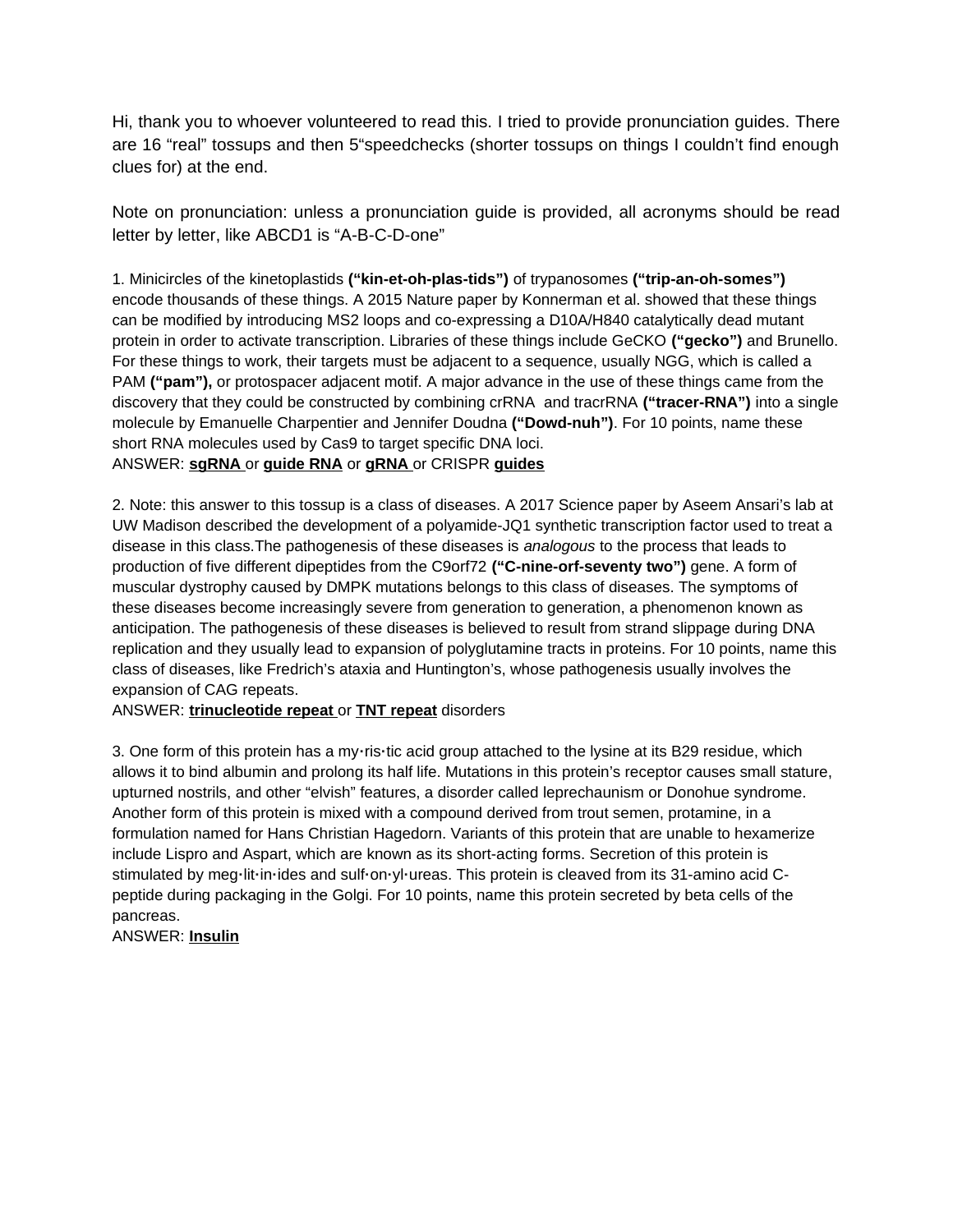Hi, thank you to whoever volunteered to read this. I tried to provide pronunciation guides. There are 16 "real" tossups and then 5"speedchecks (shorter tossups on things I couldn't find enough clues for) at the end.

Note on pronunciation: unless a pronunciation guide is provided, all acronyms should be read letter by letter, like ABCD1 is "A-B-C-D-one"

1. Minicircles of the kinetoplastids **("kin-et-oh-plas-tids")** of trypanosomes **("trip-an-oh-somes")** encode thousands of these things. A 2015 Nature paper by Konnerman et al. showed that these things can be modified by introducing MS2 loops and co-expressing a D10A/H840 catalytically dead mutant protein in order to activate transcription. Libraries of these things include GeCKO **("gecko")** and Brunello. For these things to work, their targets must be adjacent to a sequence, usually NGG, which is called a PAM **("pam"),** or protospacer adjacent motif. A major advance in the use of these things came from the discovery that they could be constructed by combining crRNA and tracrRNA **("tracer-RNA")** into a single molecule by Emanuelle Charpentier and Jennifer Doudna **("Dowd-nuh")**. For 10 points, name these short RNA molecules used by Cas9 to target specific DNA loci.
ANSWER: **sgRNA** or **guide RNA** or **gRNA** or CRISPR **guides**

2. Note: this answer to this tossup is a class of diseases. A 2017 Science paper by Aseem Ansari's lab at UW Madison described the development of a polyamide-JQ1 synthetic transcription factor used to treat a disease in this class.The pathogenesis of these diseases is *analogous* to the process that leads to production of five different dipeptides from the C9orf72 **("C-nine-orf-seventy two")** gene. A form of muscular dystrophy caused by DMPK mutations belongs to this class of diseases. The symptoms of these diseases become increasingly severe from generation to generation, a phenomenon known as anticipation. The pathogenesis of these diseases is believed to result from strand slippage during DNA replication and they usually lead to expansion of polyglutamine tracts in proteins. For 10 points, name this class of diseases, like Fredrich's ataxia and Huntington's, whose pathogenesis usually involves the expansion of CAG repeats.
ANSWER: **trinucleotide repeat** or **TNT repeat** disorders

3. One form of this protein has a my·ris·tic acid group attached to the lysine at its B29 residue, which allows it to bind albumin and prolong its half life. Mutations in this protein's receptor causes small stature, upturned nostrils, and other "elvish" features, a disorder called leprechaunism or Donohue syndrome. Another form of this protein is mixed with a compound derived from trout semen, protamine, in a formulation named for Hans Christian Hagedorn. Variants of this protein that are unable to hexamerize include Lispro and Aspart, which are known as its short-acting forms. Secretion of this protein is stimulated by meg·lit·in·ides and sulf·on·yl·ureas. This protein is cleaved from its 31-amino acid C-peptide during packaging in the Golgi. For 10 points, name this protein secreted by beta cells of the pancreas.
ANSWER: **Insulin**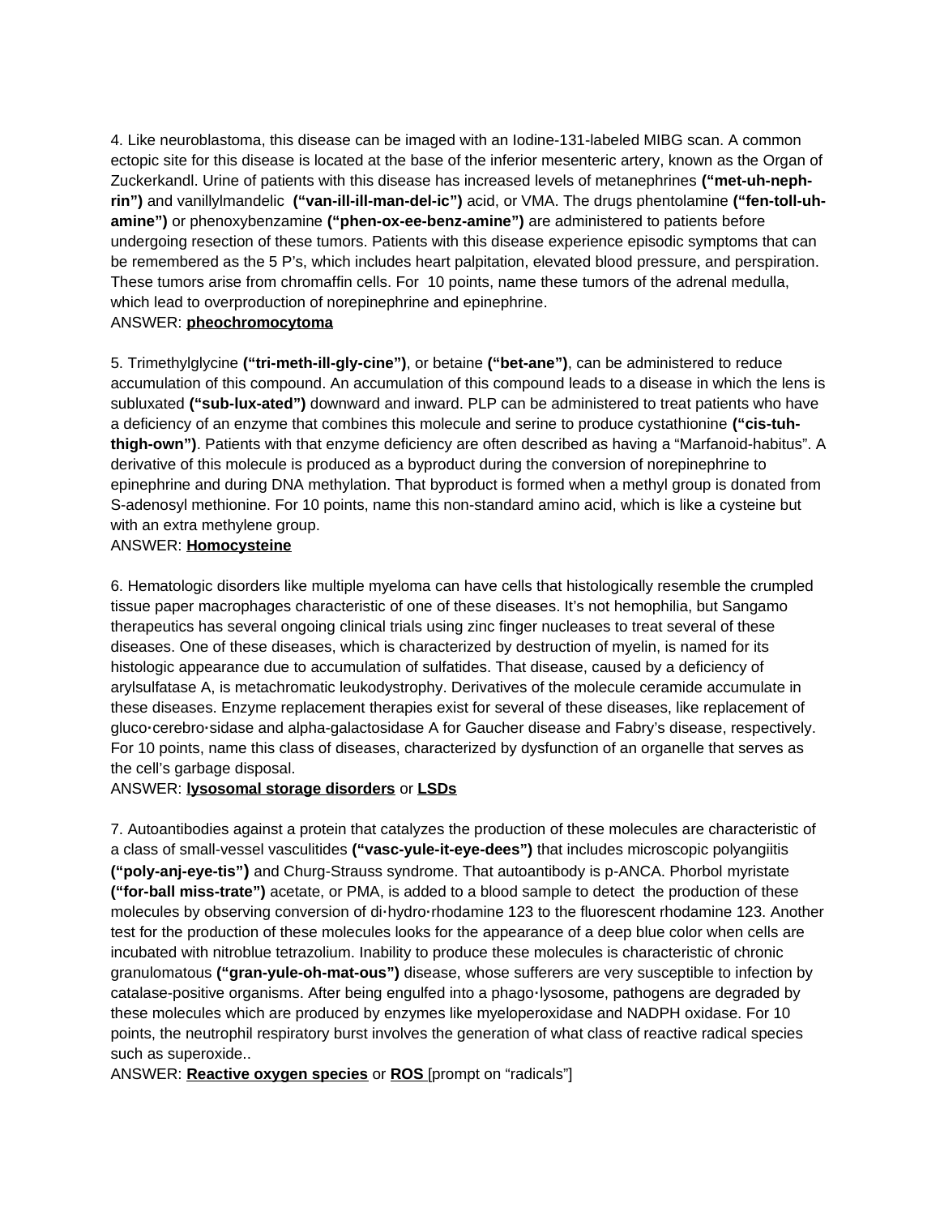4. Like neuroblastoma, this disease can be imaged with an Iodine-131-labeled MIBG scan. A common ectopic site for this disease is located at the base of the inferior mesenteric artery, known as the Organ of Zuckerkandl. Urine of patients with this disease has increased levels of metanephrines **("met-uh-neph-rin")** and vanillylmandelic **("van-ill-ill-man-del-ic")** acid, or VMA. The drugs phentolamine **("fen-toll-uh-amine")** or phenoxybenzamine **("phen-ox-ee-benz-amine")** are administered to patients before undergoing resection of these tumors. Patients with this disease experience episodic symptoms that can be remembered as the 5 P's, which includes heart palpitation, elevated blood pressure, and perspiration. These tumors arise from chromaffin cells. For 10 points, name these tumors of the adrenal medulla, which lead to overproduction of norepinephrine and epinephrine.
ANSWER: **pheochromocytoma**

5. Trimethylglycine **("tri-meth-ill-gly-cine")**, or betaine **("bet-ane")**, can be administered to reduce accumulation of this compound. An accumulation of this compound leads to a disease in which the lens is subluxated **("sub-lux-ated")** downward and inward. PLP can be administered to treat patients who have a deficiency of an enzyme that combines this molecule and serine to produce cystathionine **("cis-tuh-thigh-own")**. Patients with that enzyme deficiency are often described as having a "Marfanoid-habitus". A derivative of this molecule is produced as a byproduct during the conversion of norepinephrine to epinephrine and during DNA methylation. That byproduct is formed when a methyl group is donated from S-adenosyl methionine. For 10 points, name this non-standard amino acid, which is like a cysteine but with an extra methylene group.
ANSWER: **Homocysteine**

6. Hematologic disorders like multiple myeloma can have cells that histologically resemble the crumpled tissue paper macrophages characteristic of one of these diseases. It's not hemophilia, but Sangamo therapeutics has several ongoing clinical trials using zinc finger nucleases to treat several of these diseases. One of these diseases, which is characterized by destruction of myelin, is named for its histologic appearance due to accumulation of sulfatides. That disease, caused by a deficiency of arylsulfatase A, is metachromatic leukodystrophy. Derivatives of the molecule ceramide accumulate in these diseases. Enzyme replacement therapies exist for several of these diseases, like replacement of gluco·cerebro·sidase and alpha-galactosidase A for Gaucher disease and Fabry's disease, respectively. For 10 points, name this class of diseases, characterized by dysfunction of an organelle that serves as the cell's garbage disposal.
ANSWER: **lysosomal storage disorders** or **LSDs**

7. Autoantibodies against a protein that catalyzes the production of these molecules are characteristic of a class of small-vessel vasculitides **("vasc-yule-it-eye-dees")** that includes microscopic polyangiitis **("poly-anj-eye-tis")** and Churg-Strauss syndrome. That autoantibody is p-ANCA. Phorbol myristate **("for-ball miss-trate")** acetate, or PMA, is added to a blood sample to detect the production of these molecules by observing conversion of di·hydro·rhodamine 123 to the fluorescent rhodamine 123. Another test for the production of these molecules looks for the appearance of a deep blue color when cells are incubated with nitroblue tetrazolium. Inability to produce these molecules is characteristic of chronic granulomatous **("gran-yule-oh-mat-ous")** disease, whose sufferers are very susceptible to infection by catalase-positive organisms. After being engulfed into a phago·lysosome, pathogens are degraded by these molecules which are produced by enzymes like myeloperoxidase and NADPH oxidase. For 10 points, the neutrophil respiratory burst involves the generation of what class of reactive radical species such as superoxide..
ANSWER: **Reactive oxygen species** or **ROS** [prompt on "radicals"]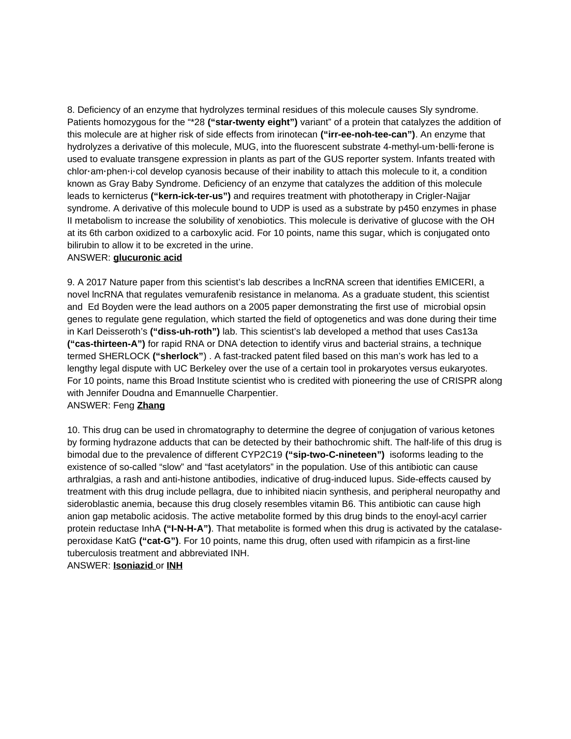8. Deficiency of an enzyme that hydrolyzes terminal residues of this molecule causes Sly syndrome. Patients homozygous for the "*28 **("star-twenty eight")** variant" of a protein that catalyzes the addition of this molecule are at higher risk of side effects from irinotecan **("irr-ee-noh-tee-can")**. An enzyme that hydrolyzes a derivative of this molecule, MUG, into the fluorescent substrate 4-methyl-um·belli·ferone is used to evaluate transgene expression in plants as part of the GUS reporter system. Infants treated with chlor·am·phen·i·col develop cyanosis because of their inability to attach this molecule to it, a condition known as Gray Baby Syndrome. Deficiency of an enzyme that catalyzes the addition of this molecule leads to kernicterus **("kern-ick-ter-us")** and requires treatment with phototherapy in Crigler-Najjar syndrome. A derivative of this molecule bound to UDP is used as a substrate by p450 enzymes in phase II metabolism to increase the solubility of xenobiotics. This molecule is derivative of glucose with the OH at its 6th carbon oxidized to a carboxylic acid. For 10 points, name this sugar, which is conjugated onto bilirubin to allow it to be excreted in the urine.
ANSWER: **glucuronic acid**

9. A 2017 Nature paper from this scientist's lab describes a lncRNA screen that identifies EMICERI, a novel lncRNA that regulates vemurafenib resistance in melanoma. As a graduate student, this scientist and Ed Boyden were the lead authors on a 2005 paper demonstrating the first use of microbial opsin genes to regulate gene regulation, which started the field of optogenetics and was done during their time in Karl Deisseroth's **("diss-uh-roth")** lab. This scientist's lab developed a method that uses Cas13a **("cas-thirteen-A")** for rapid RNA or DNA detection to identify virus and bacterial strains, a technique termed SHERLOCK **("sherlock")** . A fast-tracked patent filed based on this man's work has led to a lengthy legal dispute with UC Berkeley over the use of a certain tool in prokaryotes versus eukaryotes. For 10 points, name this Broad Institute scientist who is credited with pioneering the use of CRISPR along with Jennifer Doudna and Emannuelle Charpentier.
ANSWER: Feng **Zhang**

10. This drug can be used in chromatography to determine the degree of conjugation of various ketones by forming hydrazone adducts that can be detected by their bathochromic shift. The half-life of this drug is bimodal due to the prevalence of different CYP2C19 **("sip-two-C-nineteen")** isoforms leading to the existence of so-called "slow" and "fast acetylators" in the population. Use of this antibiotic can cause arthralgias, a rash and anti-histone antibodies, indicative of drug-induced lupus. Side-effects caused by treatment with this drug include pellagra, due to inhibited niacin synthesis, and peripheral neuropathy and sideroblastic anemia, because this drug closely resembles vitamin B6. This antibiotic can cause high anion gap metabolic acidosis. The active metabolite formed by this drug binds to the enoyl-acyl carrier protein reductase InhA **("I-N-H-A")**. That metabolite is formed when this drug is activated by the catalase-peroxidase KatG **("cat-G")**. For 10 points, name this drug, often used with rifampicin as a first-line tuberculosis treatment and abbreviated INH.
ANSWER: **Isoniazid** or **INH**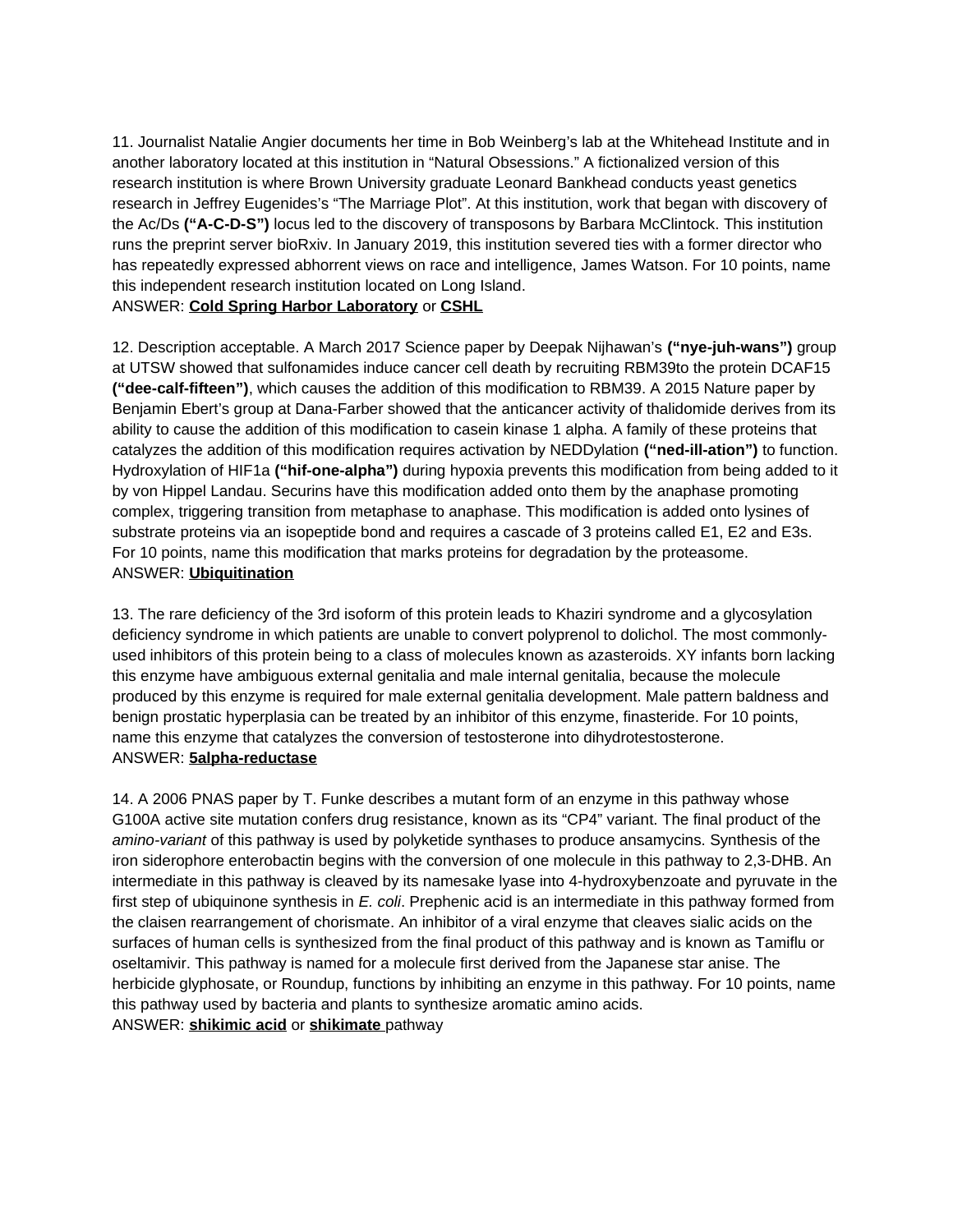11. Journalist Natalie Angier documents her time in Bob Weinberg's lab at the Whitehead Institute and in another laboratory located at this institution in "Natural Obsessions." A fictionalized version of this research institution is where Brown University graduate Leonard Bankhead conducts yeast genetics research in Jeffrey Eugenides's "The Marriage Plot". At this institution, work that began with discovery of the Ac/Ds **("A-C-D-S")** locus led to the discovery of transposons by Barbara McClintock. This institution runs the preprint server bioRxiv. In January 2019, this institution severed ties with a former director who has repeatedly expressed abhorrent views on race and intelligence, James Watson. For 10 points, name this independent research institution located on Long Island.
ANSWER: **Cold Spring Harbor Laboratory** or **CSHL**

12. Description acceptable. A March 2017 Science paper by Deepak Nijhawan's **("nye-juh-wans")** group at UTSW showed that sulfonamides induce cancer cell death by recruiting RBM39to the protein DCAF15 **("dee-calf-fifteen")**, which causes the addition of this modification to RBM39. A 2015 Nature paper by Benjamin Ebert's group at Dana-Farber showed that the anticancer activity of thalidomide derives from its ability to cause the addition of this modification to casein kinase 1 alpha. A family of these proteins that catalyzes the addition of this modification requires activation by NEDDylation **("ned-ill-ation")** to function. Hydroxylation of HIF1a **("hif-one-alpha")** during hypoxia prevents this modification from being added to it by von Hippel Landau. Securins have this modification added onto them by the anaphase promoting complex, triggering transition from metaphase to anaphase. This modification is added onto lysines of substrate proteins via an isopeptide bond and requires a cascade of 3 proteins called E1, E2 and E3s. For 10 points, name this modification that marks proteins for degradation by the proteasome.
ANSWER: **Ubiquitination**

13. The rare deficiency of the 3rd isoform of this protein leads to Khaziri syndrome and a glycosylation deficiency syndrome in which patients are unable to convert polyprenol to dolichol. The most commonly-used inhibitors of this protein being to a class of molecules known as azasteroids. XY infants born lacking this enzyme have ambiguous external genitalia and male internal genitalia, because the molecule produced by this enzyme is required for male external genitalia development. Male pattern baldness and benign prostatic hyperplasia can be treated by an inhibitor of this enzyme, finasteride. For 10 points, name this enzyme that catalyzes the conversion of testosterone into dihydrotestosterone.
ANSWER: **5alpha-reductase**

14. A 2006 PNAS paper by T. Funke describes a mutant form of an enzyme in this pathway whose G100A active site mutation confers drug resistance, known as its "CP4" variant. The final product of the *amino-variant* of this pathway is used by polyketide synthases to produce ansamycins. Synthesis of the iron siderophore enterobactin begins with the conversion of one molecule in this pathway to 2,3-DHB. An intermediate in this pathway is cleaved by its namesake lyase into 4-hydroxybenzoate and pyruvate in the first step of ubiquinone synthesis in *E. coli*. Prephenic acid is an intermediate in this pathway formed from the claisen rearrangement of chorismate. An inhibitor of a viral enzyme that cleaves sialic acids on the surfaces of human cells is synthesized from the final product of this pathway and is known as Tamiflu or oseltamivir. This pathway is named for a molecule first derived from the Japanese star anise. The herbicide glyphosate, or Roundup, functions by inhibiting an enzyme in this pathway. For 10 points, name this pathway used by bacteria and plants to synthesize aromatic amino acids.
ANSWER: **shikimic acid** or **shikimate** pathway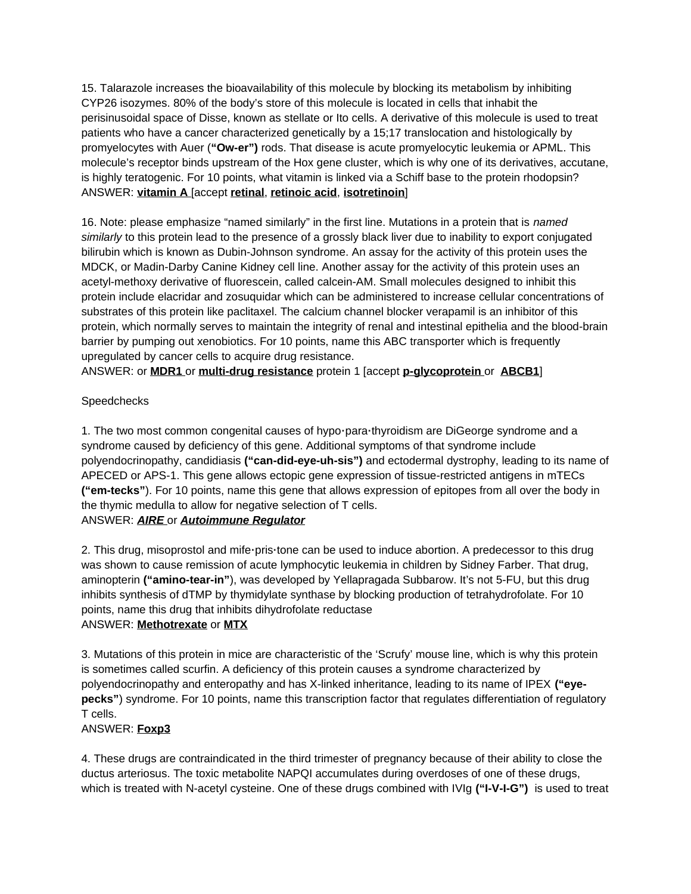15. Talarazole increases the bioavailability of this molecule by blocking its metabolism by inhibiting CYP26 isozymes. 80% of the body's store of this molecule is located in cells that inhabit the perisinusoidal space of Disse, known as stellate or Ito cells. A derivative of this molecule is used to treat patients who have a cancer characterized genetically by a 15;17 translocation and histologically by promyelocytes with Auer (**"Ow-er")** rods. That disease is acute promyelocytic leukemia or APML. This molecule's receptor binds upstream of the Hox gene cluster, which is why one of its derivatives, accutane, is highly teratogenic. For 10 points, what vitamin is linked via a Schiff base to the protein rhodopsin?
ANSWER: **vitamin A** [accept **retinal**, **retinoic acid**, **isotretinoin**]

16. Note: please emphasize "named similarly" in the first line. Mutations in a protein that is *named similarly* to this protein lead to the presence of a grossly black liver due to inability to export conjugated bilirubin which is known as Dubin-Johnson syndrome. An assay for the activity of this protein uses the MDCK, or Madin-Darby Canine Kidney cell line. Another assay for the activity of this protein uses an acetyl-methoxy derivative of fluorescein, called calcein-AM. Small molecules designed to inhibit this protein include elacridar and zosuquidar which can be administered to increase cellular concentrations of substrates of this protein like paclitaxel. The calcium channel blocker verapamil is an inhibitor of this protein, which normally serves to maintain the integrity of renal and intestinal epithelia and the blood-brain barrier by pumping out xenobiotics. For 10 points, name this ABC transporter which is frequently upregulated by cancer cells to acquire drug resistance.
ANSWER: or **MDR1** or **multi-drug resistance** protein 1 [accept **p-glycoprotein** or **ABCB1**]

Speedchecks

1. The two most common congenital causes of hypo·para·thyroidism are DiGeorge syndrome and a syndrome caused by deficiency of this gene. Additional symptoms of that syndrome include polyendocrinopathy, candidiasis **("can-did-eye-uh-sis")** and ectodermal dystrophy, leading to its name of APECED or APS-1. This gene allows ectopic gene expression of tissue-restricted antigens in mTECs **("em-tecks"**). For 10 points, name this gene that allows expression of epitopes from all over the body in the thymic medulla to allow for negative selection of T cells.
ANSWER: ***AIRE*** or ***Autoimmune Regulator***

2. This drug, misoprostol and mife·pris·tone can be used to induce abortion. A predecessor to this drug was shown to cause remission of acute lymphocytic leukemia in children by Sidney Farber. That drug, aminopterin **("amino-tear-in"**), was developed by Yellapragada Subbarow. It's not 5-FU, but this drug inhibits synthesis of dTMP by thymidylate synthase by blocking production of tetrahydrofolate. For 10 points, name this drug that inhibits dihydrofolate reductase
ANSWER: **Methotrexate** or **MTX**

3. Mutations of this protein in mice are characteristic of the 'Scrufy' mouse line, which is why this protein is sometimes called scurfin. A deficiency of this protein causes a syndrome characterized by polyendocrinopathy and enteropathy and has X-linked inheritance, leading to its name of IPEX **("eye-pecks"**) syndrome. For 10 points, name this transcription factor that regulates differentiation of regulatory T cells.
ANSWER: **Foxp3**

4. These drugs are contraindicated in the third trimester of pregnancy because of their ability to close the ductus arteriosus. The toxic metabolite NAPQI accumulates during overdoses of one of these drugs, which is treated with N-acetyl cysteine. One of these drugs combined with IVIg **("I-V-I-G")** is used to treat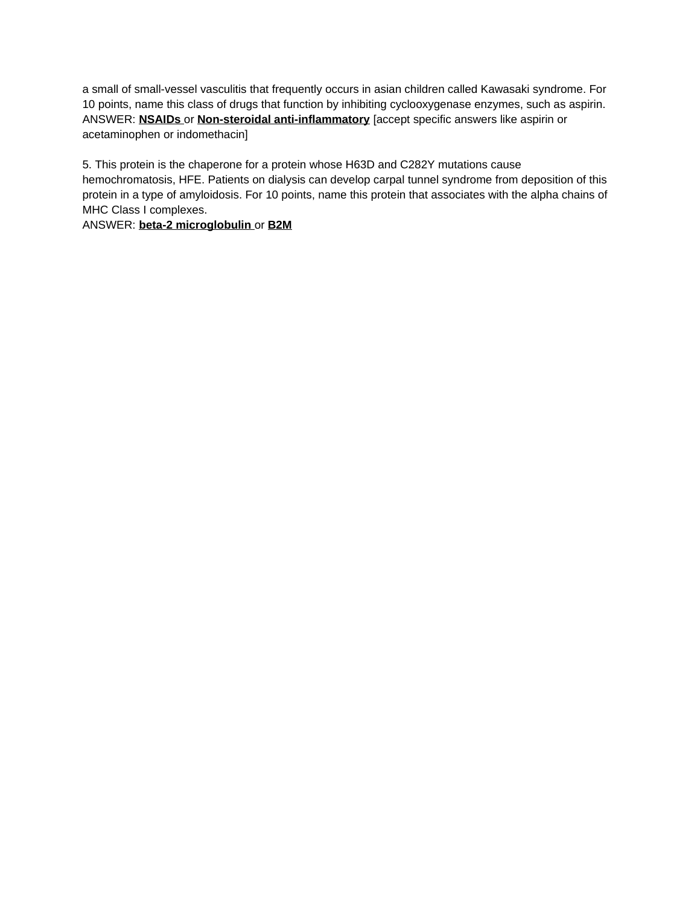a small of small-vessel vasculitis that frequently occurs in asian children called Kawasaki syndrome. For 10 points, name this class of drugs that function by inhibiting cyclooxygenase enzymes, such as aspirin.
ANSWER: **NSAIDs** or **Non-steroidal anti-inflammatory** [accept specific answers like aspirin or acetaminophen or indomethacin]

5. This protein is the chaperone for a protein whose H63D and C282Y mutations cause hemochromatosis, HFE. Patients on dialysis can develop carpal tunnel syndrome from deposition of this protein in a type of amyloidosis. For 10 points, name this protein that associates with the alpha chains of MHC Class I complexes.
ANSWER: **beta-2 microglobulin** or **B2M**